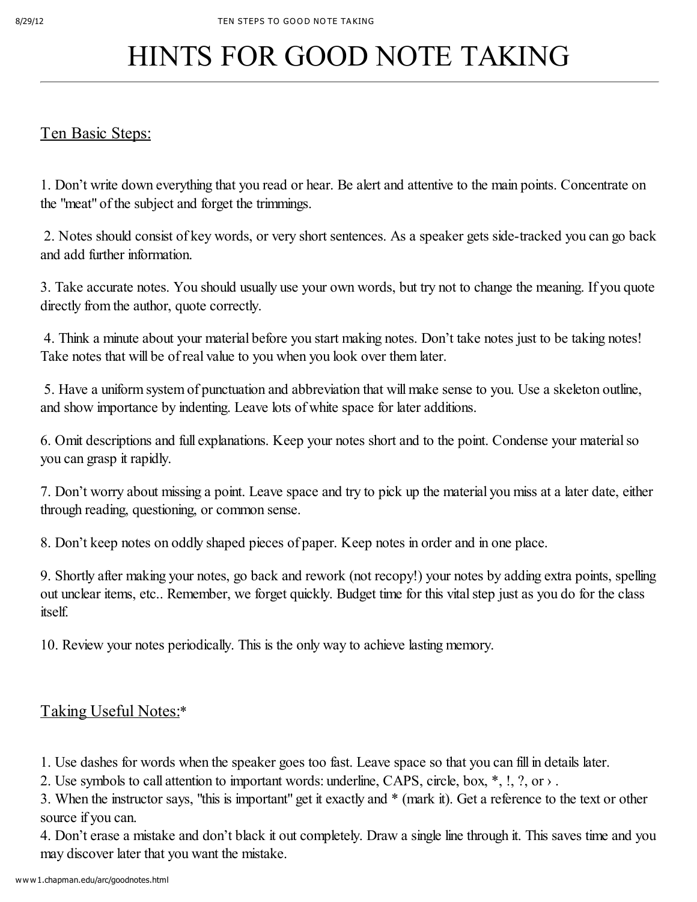# HINTS FOR GOOD NOTE TAKING

## Ten Basic Steps:

1. Don't write down everything that you read or hear. Be alert and attentive to the main points. Concentrate on the "meat" of the subject and forget the trimmings.

2. Notes should consist of key words, or very short sentences. As a speaker gets side-tracked you can go back and add further information.

3. Take accurate notes. You should usually use your own words, but try not to change the meaning. If you quote directly from the author, quote correctly.

4. Think a minute about your material before you start making notes. Don't take notes just to be taking notes! Take notes that will be of real value to you when you look over them later.

5. Have a uniform system of punctuation and abbreviation that will make sense to you. Use a skeleton outline, and show importance by indenting. Leave lots of white space for later additions.

6. Omit descriptions and full explanations. Keep your notes short and to the point. Condense your material so you can grasp it rapidly.

7. Don't worry about missing a point. Leave space and try to pick up the material you miss at a later date, either through reading, questioning, or common sense.

8. Don't keep notes on oddly shaped pieces of paper. Keep notes in order and in one place.

9. Shortly after making your notes, go back and rework (not recopy!) your notes by adding extra points, spelling out unclear items, etc.. Remember, we forget quickly. Budget time for this vital step just as you do for the class itself.

10. Review your notes periodically. This is the only way to achieve lasting memory.

## Taking Useful Notes:*

1. Use dashes for words when the speaker goes too fast. Leave space so that you can fill in details later.
2. Use symbols to call attention to important words: underline, CAPS, circle, box, *, !, ?, or › .
3. When the instructor says, "this is important" get it exactly and * (mark it). Get a reference to the text or other source if you can.
4. Don't erase a mistake and don't black it out completely. Draw a single line through it. This saves time and you may discover later that you want the mistake.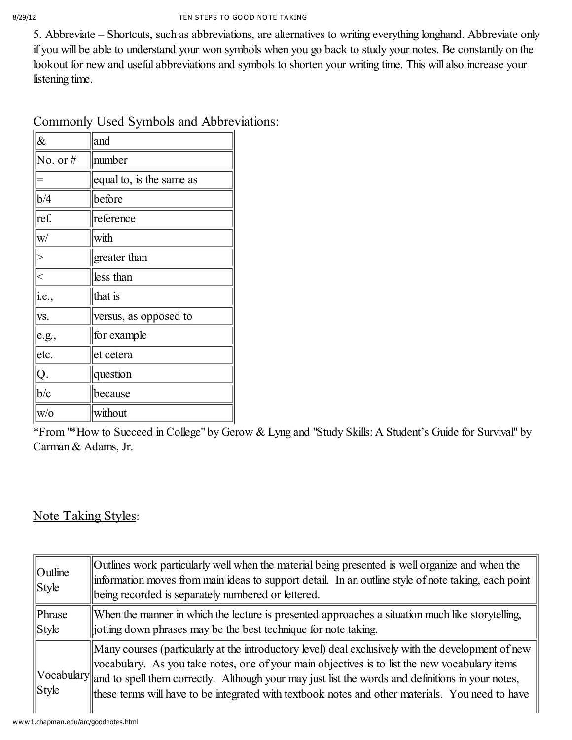5. Abbreviate – Shortcuts, such as abbreviations, are alternatives to writing everything longhand. Abbreviate only if you will be able to understand your won symbols when you go back to study your notes. Be constantly on the lookout for new and useful abbreviations and symbols to shorten your writing time. This will also increase your listening time.

Commonly Used Symbols and Abbreviations:

| | |
|---|---|
| & | and |
| No. or # | number |
| = | equal to, is the same as |
| b/4 | before |
| ref. | reference |
| w/ | with |
| > | greater than |
| < | less than |
| i.e., | that is |
| vs. | versus, as opposed to |
| e.g., | for example |
| etc. | et cetera |
| Q. | question |
| b/c | because |
| w/o | without |

*From "*How to Succeed in College" by Gerow & Lyng and "Study Skills: A Student's Guide for Survival" by Carman & Adams, Jr.

<u>Note Taking Styles</u>:

| | |
|---|---|
| Outline Style | Outlines work particularly well when the material being presented is well organize and when the information moves from main ideas to support detail. In an outline style of note taking, each point being recorded is separately numbered or lettered. |
| Phrase Style | When the manner in which the lecture is presented approaches a situation much like storytelling, jotting down phrases may be the best technique for note taking. |
| Vocabulary Style | Many courses (particularly at the introductory level) deal exclusively with the development of new vocabulary. As you take notes, one of your main objectives is to list the new vocabulary items and to spell them correctly. Although your may just list the words and definitions in your notes, these terms will have to be integrated with textbook notes and other materials. You need to have |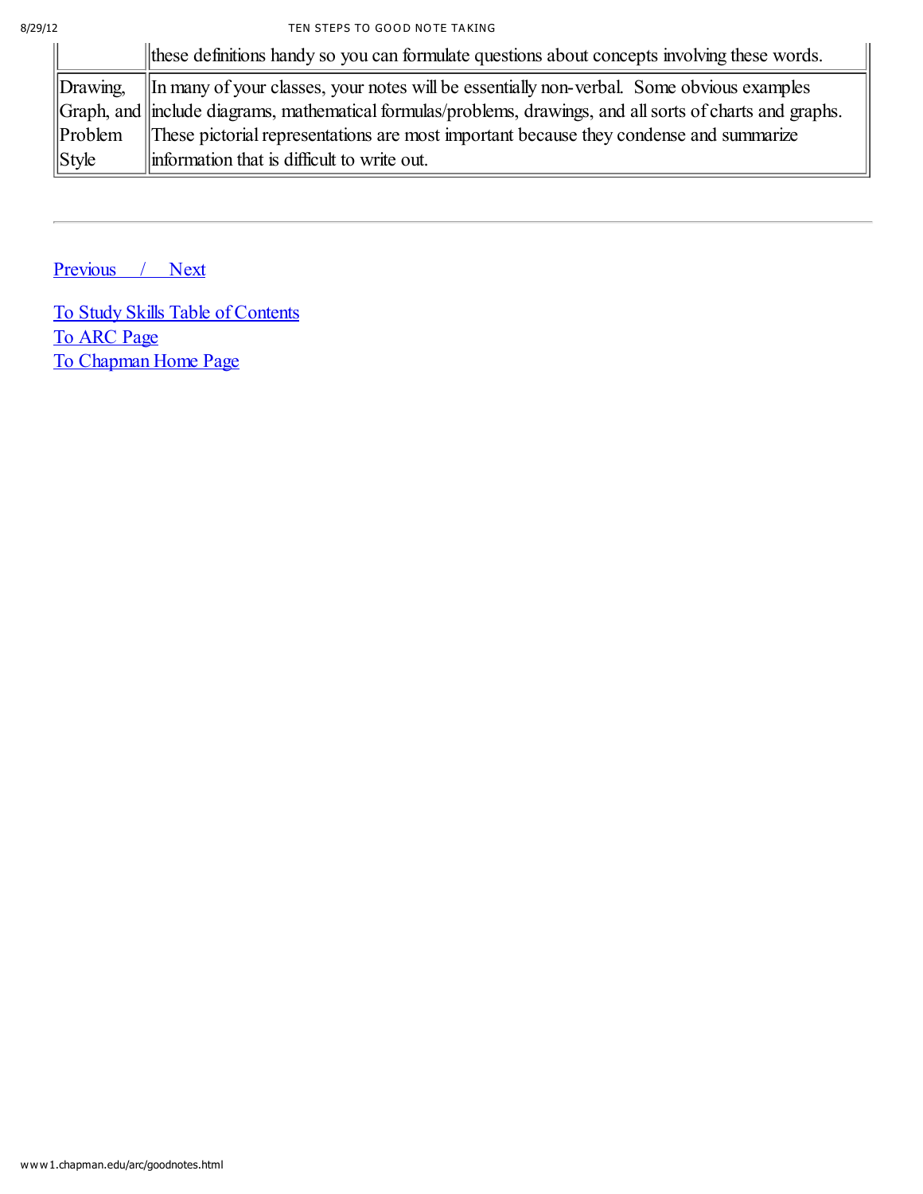| | |
|---|---|
| | these definitions handy so you can formulate questions about concepts involving these words. |
| Drawing, Graph, and Problem Style | In many of your classes, your notes will be essentially non-verbal. Some obvious examples include diagrams, mathematical formulas/problems, drawings, and all sorts of charts and graphs. These pictorial representations are most important because they condense and summarize information that is difficult to write out. |

---

Previous / Next

To Study Skills Table of Contents
To ARC Page
To Chapman Home Page